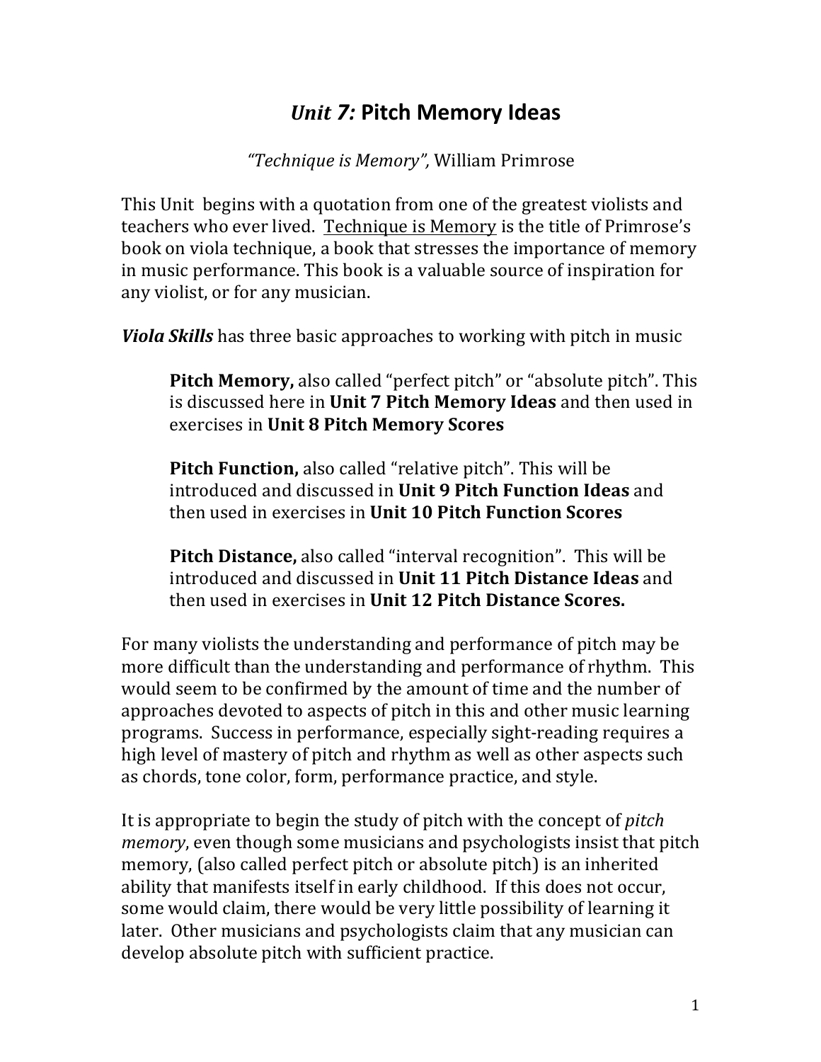# *Unit 7:* Pitch Memory Ideas

*"Technique is Memory",* William Primrose

This Unit  begins with a quotation from one of the greatest violists and teachers who ever lived.  Technique is Memory is the title of Primrose's book on viola technique, a book that stresses the importance of memory in music performance. This book is a valuable source of inspiration for any violist, or for any musician.

***Viola Skills*** has three basic approaches to working with pitch in music

> **Pitch Memory,** also called "perfect pitch" or "absolute pitch". This is discussed here in **Unit 7 Pitch Memory Ideas** and then used in exercises in **Unit 8 Pitch Memory Scores**
>
> **Pitch Function,** also called "relative pitch". This will be introduced and discussed in **Unit 9 Pitch Function Ideas** and then used in exercises in **Unit 10 Pitch Function Scores**
>
> **Pitch Distance,** also called "interval recognition".  This will be introduced and discussed in **Unit 11 Pitch Distance Ideas** and then used in exercises in **Unit 12 Pitch Distance Scores.**

For many violists the understanding and performance of pitch may be more difficult than the understanding and performance of rhythm.  This would seem to be confirmed by the amount of time and the number of approaches devoted to aspects of pitch in this and other music learning programs.  Success in performance, especially sight-reading requires a high level of mastery of pitch and rhythm as well as other aspects such as chords, tone color, form, performance practice, and style.

It is appropriate to begin the study of pitch with the concept of *pitch memory*, even though some musicians and psychologists insist that pitch memory, (also called perfect pitch or absolute pitch) is an inherited ability that manifests itself in early childhood.  If this does not occur, some would claim, there would be very little possibility of learning it later.  Other musicians and psychologists claim that any musician can develop absolute pitch with sufficient practice.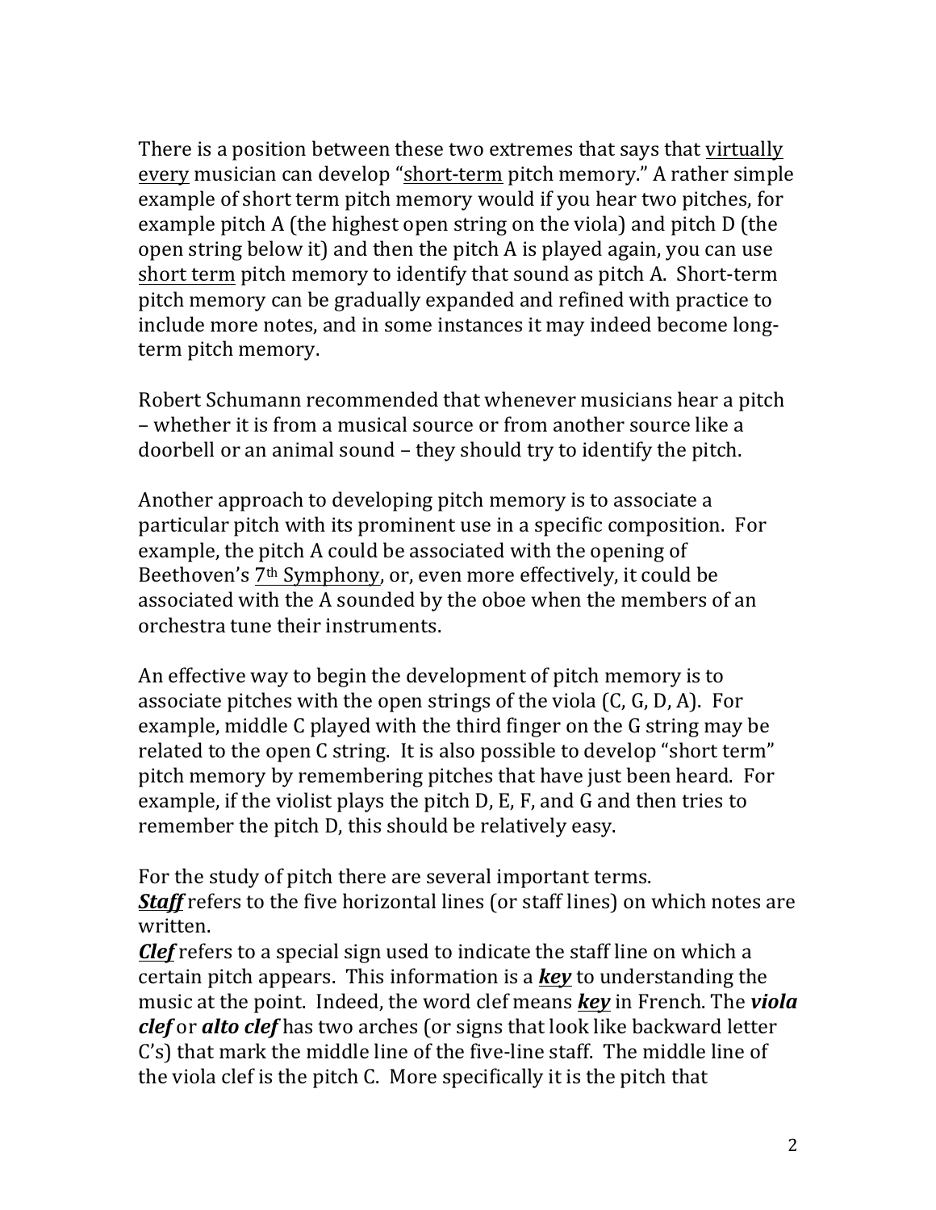There is a position between these two extremes that says that <u>virtually every</u> musician can develop "<u>short-term</u> pitch memory." A rather simple example of short term pitch memory would if you hear two pitches, for example pitch A (the highest open string on the viola) and pitch D (the open string below it) and then the pitch A is played again, you can use <u>short term</u> pitch memory to identify that sound as pitch A. Short-term pitch memory can be gradually expanded and refined with practice to include more notes, and in some instances it may indeed become long-term pitch memory.

Robert Schumann recommended that whenever musicians hear a pitch – whether it is from a musical source or from another source like a doorbell or an animal sound – they should try to identify the pitch.

Another approach to developing pitch memory is to associate a particular pitch with its prominent use in a specific composition. For example, the pitch A could be associated with the opening of Beethoven's <u>7th Symphony</u>, or, even more effectively, it could be associated with the A sounded by the oboe when the members of an orchestra tune their instruments.

An effective way to begin the development of pitch memory is to associate pitches with the open strings of the viola (C, G, D, A). For example, middle C played with the third finger on the G string may be related to the open C string. It is also possible to develop "short term" pitch memory by remembering pitches that have just been heard. For example, if the violist plays the pitch D, E, F, and G and then tries to remember the pitch D, this should be relatively easy.

For the study of pitch there are several important terms.

***<u>Staff</u>*** refers to the five horizontal lines (or staff lines) on which notes are written.

***<u>Clef</u>*** refers to a special sign used to indicate the staff line on which a certain pitch appears. This information is a ***<u>key</u>*** to understanding the music at the point. Indeed, the word clef means ***<u>key</u>*** in French. The ***viola clef*** or ***alto clef*** has two arches (or signs that look like backward letter C's) that mark the middle line of the five-line staff. The middle line of the viola clef is the pitch C. More specifically it is the pitch that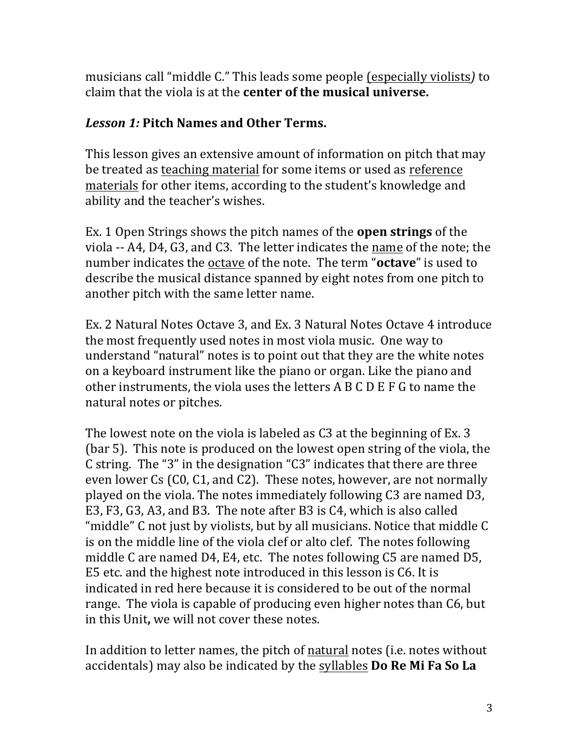musicians call "middle C." This leads some people (especially violists) to claim that the viola is at the **center of the musical universe.**

### *Lesson 1:* Pitch Names and Other Terms.

This lesson gives an extensive amount of information on pitch that may be treated as teaching material for some items or used as reference materials for other items, according to the student's knowledge and ability and the teacher's wishes.

Ex. 1 Open Strings shows the pitch names of the **open strings** of the viola -- A4, D4, G3, and C3. The letter indicates the name of the note; the number indicates the octave of the note. The term "**octave**" is used to describe the musical distance spanned by eight notes from one pitch to another pitch with the same letter name.

Ex. 2 Natural Notes Octave 3, and Ex. 3 Natural Notes Octave 4 introduce the most frequently used notes in most viola music. One way to understand "natural" notes is to point out that they are the white notes on a keyboard instrument like the piano or organ. Like the piano and other instruments, the viola uses the letters A B C D E F G to name the natural notes or pitches.

The lowest note on the viola is labeled as C3 at the beginning of Ex. 3 (bar 5). This note is produced on the lowest open string of the viola, the C string. The "3" in the designation "C3" indicates that there are three even lower Cs (C0, C1, and C2). These notes, however, are not normally played on the viola. The notes immediately following C3 are named D3, E3, F3, G3, A3, and B3. The note after B3 is C4, which is also called "middle" C not just by violists, but by all musicians. Notice that middle C is on the middle line of the viola clef or alto clef. The notes following middle C are named D4, E4, etc. The notes following C5 are named D5, E5 etc. and the highest note introduced in this lesson is C6. It is indicated in red here because it is considered to be out of the normal range. The viola is capable of producing even higher notes than C6, but in this Unit**,** we will not cover these notes.

In addition to letter names, the pitch of natural notes (i.e. notes without accidentals) may also be indicated by the syllables **Do Re Mi Fa So La**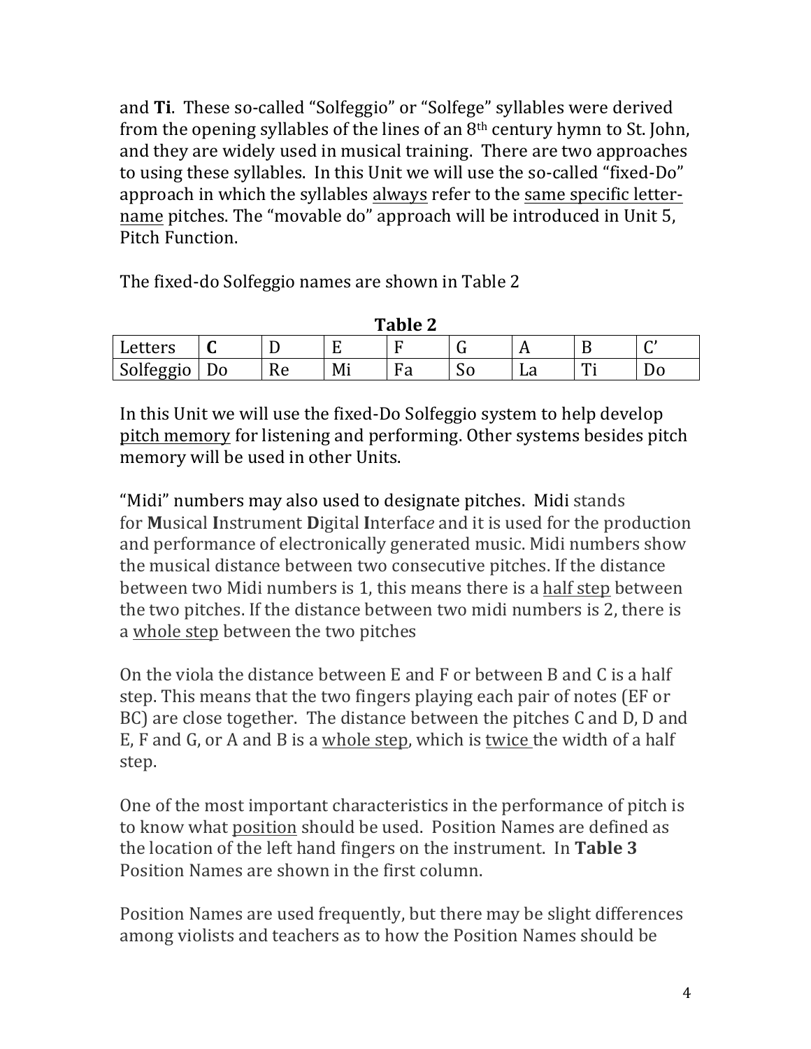and **Ti**. These so-called "Solfeggio" or "Solfege" syllables were derived from the opening syllables of the lines of an 8th century hymn to St. John, and they are widely used in musical training. There are two approaches to using these syllables. In this Unit we will use the so-called "fixed-Do" approach in which the syllables <u>always</u> refer to the <u>same specific letter-name</u> pitches. The "movable do" approach will be introduced in Unit 5, Pitch Function.

The fixed-do Solfeggio names are shown in Table 2

**Table 2**

| Letters | **C** | D | E | F | G | A | B | C' |
|---|---|---|---|---|---|---|---|---|
| Solfeggio | Do | Re | Mi | Fa | So | La | Ti | Do |

In this Unit we will use the fixed-Do Solfeggio system to help develop <u>pitch memory</u> for listening and performing. Other systems besides pitch memory will be used in other Units.

"Midi" numbers may also used to designate pitches. Midi stands for **M**usical **I**nstrument **D**igital **I**nterfac*e* and it is used for the production and performance of electronically generated music. Midi numbers show the musical distance between two consecutive pitches. If the distance between two Midi numbers is 1, this means there is a <u>half step</u> between the two pitches. If the distance between two midi numbers is 2, there is a <u>whole step</u> between the two pitches

On the viola the distance between E and F or between B and C is a half step. This means that the two fingers playing each pair of notes (EF or BC) are close together. The distance between the pitches C and D, D and E, F and G, or A and B is a <u>whole step</u>, which is <u>twice</u> the width of a half step.

One of the most important characteristics in the performance of pitch is to know what <u>position</u> should be used. Position Names are defined as the location of the left hand fingers on the instrument. In **Table 3** Position Names are shown in the first column.

Position Names are used frequently, but there may be slight differences among violists and teachers as to how the Position Names should be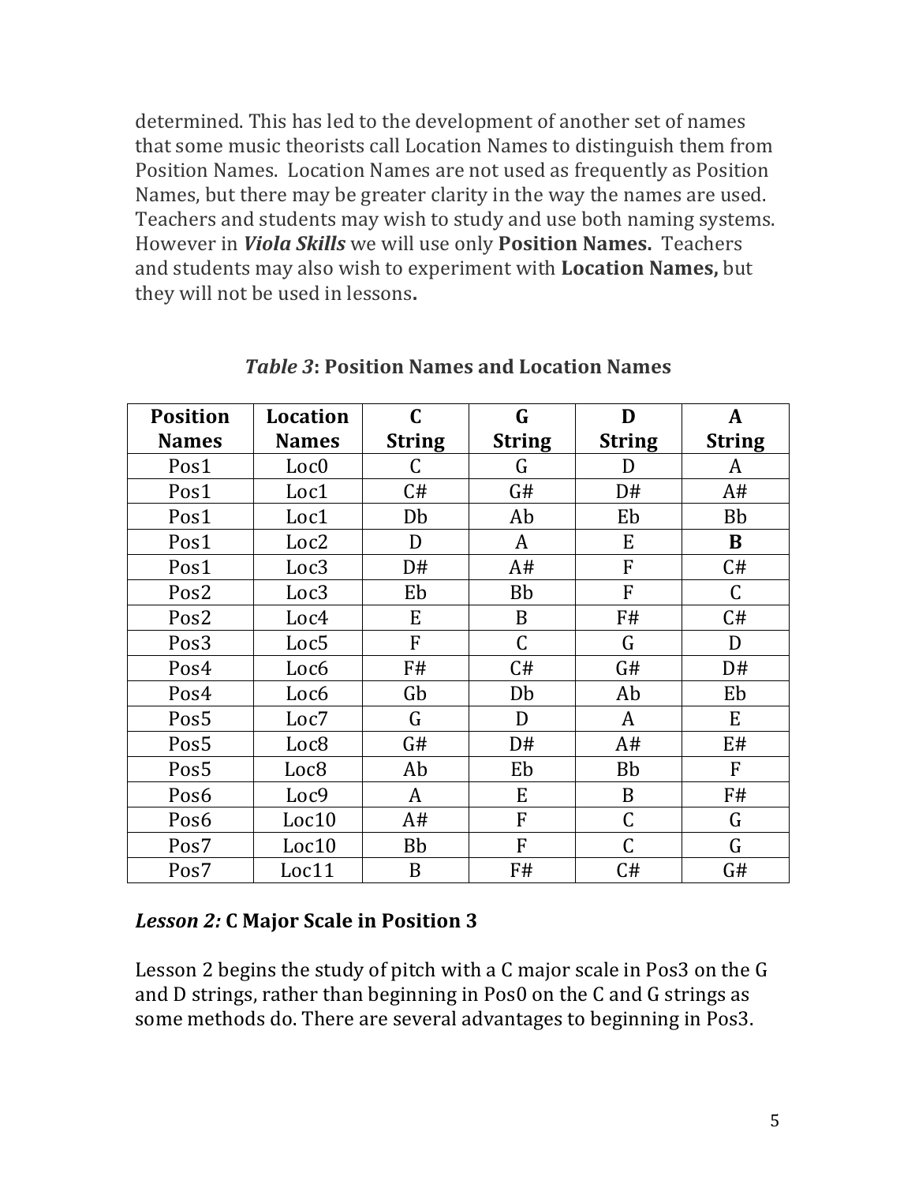determined. This has led to the development of another set of names that some music theorists call Location Names to distinguish them from Position Names. Location Names are not used as frequently as Position Names, but there may be greater clarity in the way the names are used. Teachers and students may wish to study and use both naming systems. However in ***Viola Skills*** we will use only **Position Names.** Teachers and students may also wish to experiment with **Location Names,** but they will not be used in lessons**.**

***Table 3*: Position Names and Location Names**

| Position Names | Location Names | C String | G String | D String | A String |
|---|---|---|---|---|---|
| Pos1 | Loc0 | C | G | D | A |
| Pos1 | Loc1 | C# | G# | D# | A# |
| Pos1 | Loc1 | Db | Ab | Eb | Bb |
| Pos1 | Loc2 | D | A | E | **B** |
| Pos1 | Loc3 | D# | A# | F | C# |
| Pos2 | Loc3 | Eb | Bb | F | C |
| Pos2 | Loc4 | E | B | F# | C# |
| Pos3 | Loc5 | F | C | G | D |
| Pos4 | Loc6 | F# | C# | G# | D# |
| Pos4 | Loc6 | Gb | Db | Ab | Eb |
| Pos5 | Loc7 | G | D | A | E |
| Pos5 | Loc8 | G# | D# | A# | E# |
| Pos5 | Loc8 | Ab | Eb | Bb | F |
| Pos6 | Loc9 | A | E | B | F# |
| Pos6 | Loc10 | A# | F | C | G |
| Pos7 | Loc10 | Bb | F | C | G |
| Pos7 | Loc11 | B | F# | C# | G# |

### *Lesson 2:* C Major Scale in Position 3

Lesson 2 begins the study of pitch with a C major scale in Pos3 on the G and D strings, rather than beginning in Pos0 on the C and G strings as some methods do. There are several advantages to beginning in Pos3.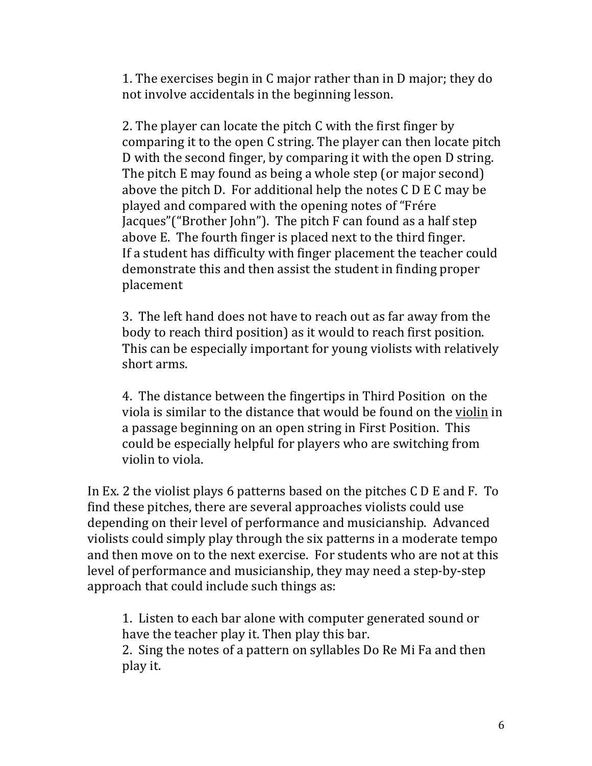1. The exercises begin in C major rather than in D major; they do not involve accidentals in the beginning lesson.

2. The player can locate the pitch C with the first finger by comparing it to the open C string. The player can then locate pitch D with the second finger, by comparing it with the open D string. The pitch E may found as being a whole step (or major second) above the pitch D. For additional help the notes C D E C may be played and compared with the opening notes of "Frére Jacques"("Brother John"). The pitch F can found as a half step above E. The fourth finger is placed next to the third finger. If a student has difficulty with finger placement the teacher could demonstrate this and then assist the student in finding proper placement

3. The left hand does not have to reach out as far away from the body to reach third position) as it would to reach first position. This can be especially important for young violists with relatively short arms.

4. The distance between the fingertips in Third Position on the viola is similar to the distance that would be found on the <u>violin</u> in a passage beginning on an open string in First Position. This could be especially helpful for players who are switching from violin to viola.

In Ex. 2 the violist plays 6 patterns based on the pitches C D E and F. To find these pitches, there are several approaches violists could use depending on their level of performance and musicianship. Advanced violists could simply play through the six patterns in a moderate tempo and then move on to the next exercise. For students who are not at this level of performance and musicianship, they may need a step-by-step approach that could include such things as:

1. Listen to each bar alone with computer generated sound or have the teacher play it. Then play this bar.
2. Sing the notes of a pattern on syllables Do Re Mi Fa and then play it.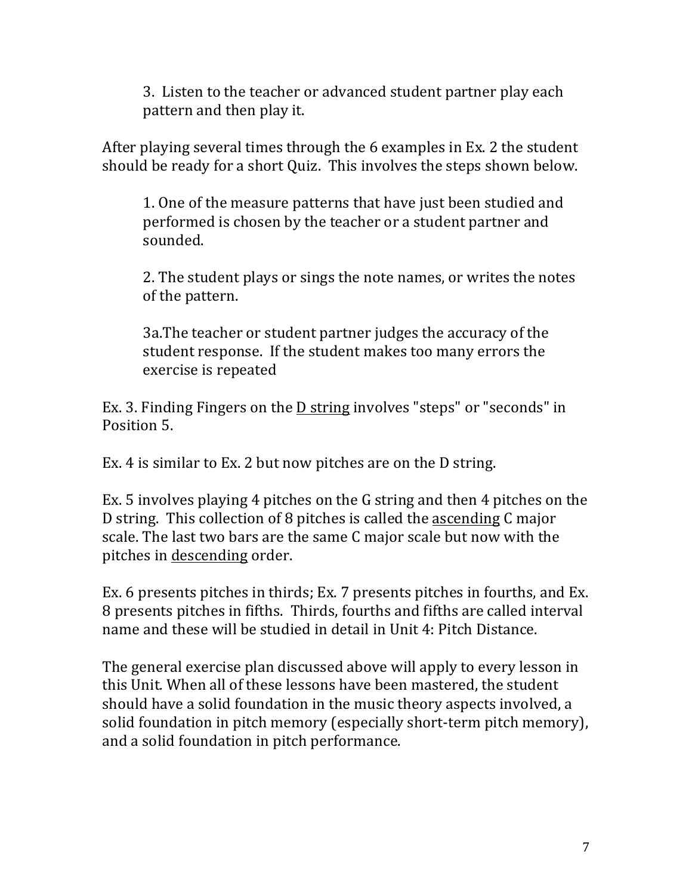3. Listen to the teacher or advanced student partner play each pattern and then play it.

After playing several times through the 6 examples in Ex. 2 the student should be ready for a short Quiz. This involves the steps shown below.

1. One of the measure patterns that have just been studied and performed is chosen by the teacher or a student partner and sounded.

2. The student plays or sings the note names, or writes the notes of the pattern.

3a.The teacher or student partner judges the accuracy of the student response. If the student makes too many errors the exercise is repeated

Ex. 3. Finding Fingers on the <u>D string</u> involves "steps" or "seconds" in Position 5.

Ex. 4 is similar to Ex. 2 but now pitches are on the D string.

Ex. 5 involves playing 4 pitches on the G string and then 4 pitches on the D string. This collection of 8 pitches is called the <u>ascending</u> C major scale. The last two bars are the same C major scale but now with the pitches in <u>descending</u> order.

Ex. 6 presents pitches in thirds; Ex. 7 presents pitches in fourths, and Ex. 8 presents pitches in fifths. Thirds, fourths and fifths are called interval name and these will be studied in detail in Unit 4: Pitch Distance.

The general exercise plan discussed above will apply to every lesson in this Unit. When all of these lessons have been mastered, the student should have a solid foundation in the music theory aspects involved, a solid foundation in pitch memory (especially short-term pitch memory), and a solid foundation in pitch performance.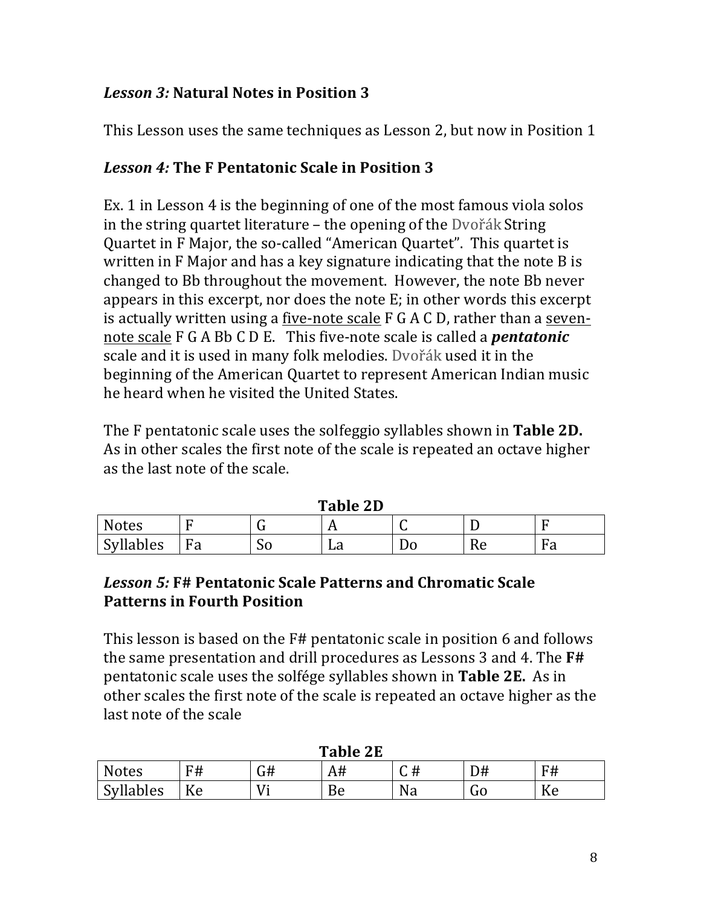### *Lesson 3:* Natural Notes in Position 3

This Lesson uses the same techniques as Lesson 2, but now in Position 1

### *Lesson 4:* The F Pentatonic Scale in Position 3

Ex. 1 in Lesson 4 is the beginning of one of the most famous viola solos in the string quartet literature – the opening of the Dvořák String Quartet in F Major, the so-called "American Quartet". This quartet is written in F Major and has a key signature indicating that the note B is changed to Bb throughout the movement. However, the note Bb never appears in this excerpt, nor does the note E; in other words this excerpt is actually written using a <u>five-note scale</u> F G A C D, rather than a <u>seven-note scale</u> F G A Bb C D E. This five-note scale is called a ***pentatonic*** scale and it is used in many folk melodies. Dvořák used it in the beginning of the American Quartet to represent American Indian music he heard when he visited the United States.

The F pentatonic scale uses the solfeggio syllables shown in **Table 2D.** As in other scales the first note of the scale is repeated an octave higher as the last note of the scale.

**Table 2D**

| Notes | F | G | A | C | D | F |
|---|---|---|---|---|---|---|
| Syllables | Fa | So | La | Do | Re | Fa |

### *Lesson 5:* F# Pentatonic Scale Patterns and Chromatic Scale Patterns in Fourth Position

This lesson is based on the F# pentatonic scale in position 6 and follows the same presentation and drill procedures as Lessons 3 and 4. The **F#** pentatonic scale uses the solfége syllables shown in **Table 2E.** As in other scales the first note of the scale is repeated an octave higher as the last note of the scale

**Table 2E**

| Notes | F# | G# | A# | C # | D# | F# |
|---|---|---|---|---|---|---|
| Syllables | Ke | Vi | Be | Na | Go | Ke |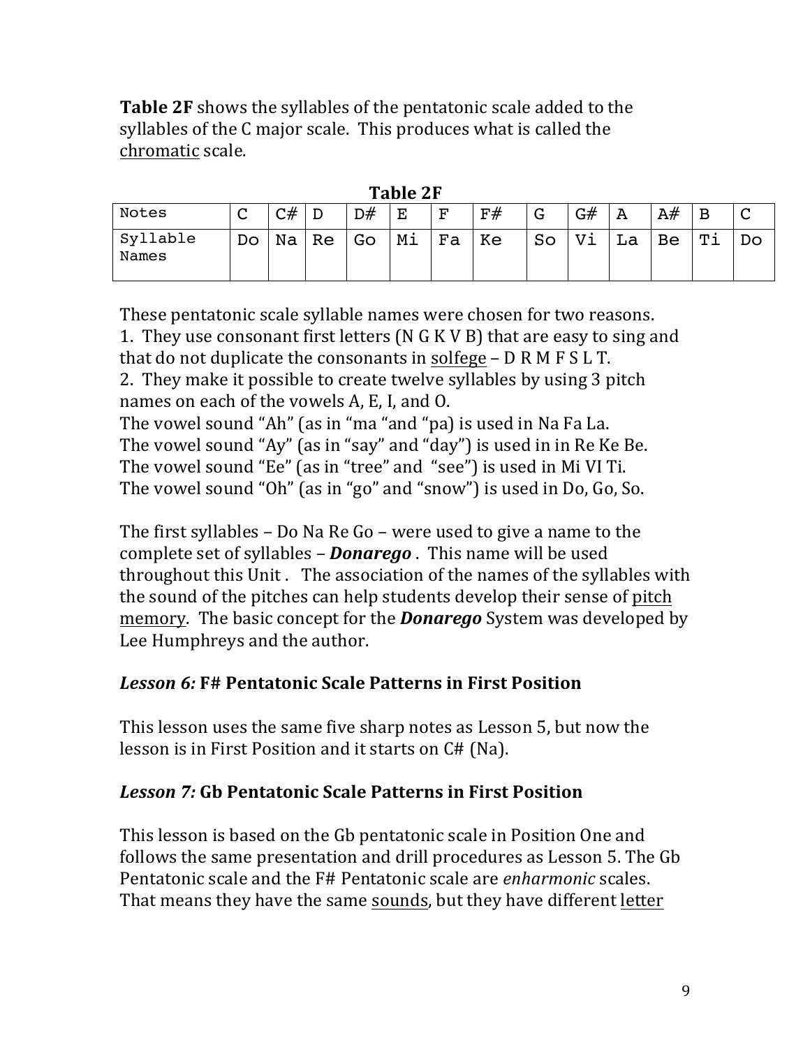**Table 2F** shows the syllables of the pentatonic scale added to the syllables of the C major scale. This produces what is called the chromatic scale.

**Table 2F**

| Notes | C | C# | D | D# | E | F | F# | G | G# | A | A# | B | C |
|---|---|---|---|---|---|---|---|---|---|---|---|---|---|
| Syllable Names | Do | Na | Re | Go | Mi | Fa | Ke | So | Vi | La | Be | Ti | Do |

These pentatonic scale syllable names were chosen for two reasons.
1. They use consonant first letters (N G K V B) that are easy to sing and that do not duplicate the consonants in solfege – D R M F S L T.
2. They make it possible to create twelve syllables by using 3 pitch names on each of the vowels A, E, I, and O.
The vowel sound "Ah" (as in "ma "and "pa) is used in Na Fa La.
The vowel sound "Ay" (as in "say" and "day") is used in in Re Ke Be.
The vowel sound "Ee" (as in "tree" and "see") is used in Mi VI Ti.
The vowel sound "Oh" (as in "go" and "snow") is used in Do, Go, So.

The first syllables – Do Na Re Go – were used to give a name to the complete set of syllables – ***Donarego*** . This name will be used throughout this Unit . The association of the names of the syllables with the sound of the pitches can help students develop their sense of pitch memory. The basic concept for the ***Donarego*** System was developed by Lee Humphreys and the author.

### *Lesson 6:* F# Pentatonic Scale Patterns in First Position

This lesson uses the same five sharp notes as Lesson 5, but now the lesson is in First Position and it starts on C# (Na).

### *Lesson 7:* Gb Pentatonic Scale Patterns in First Position

This lesson is based on the Gb pentatonic scale in Position One and follows the same presentation and drill procedures as Lesson 5. The Gb Pentatonic scale and the F# Pentatonic scale are *enharmonic* scales. That means they have the same sounds, but they have different letter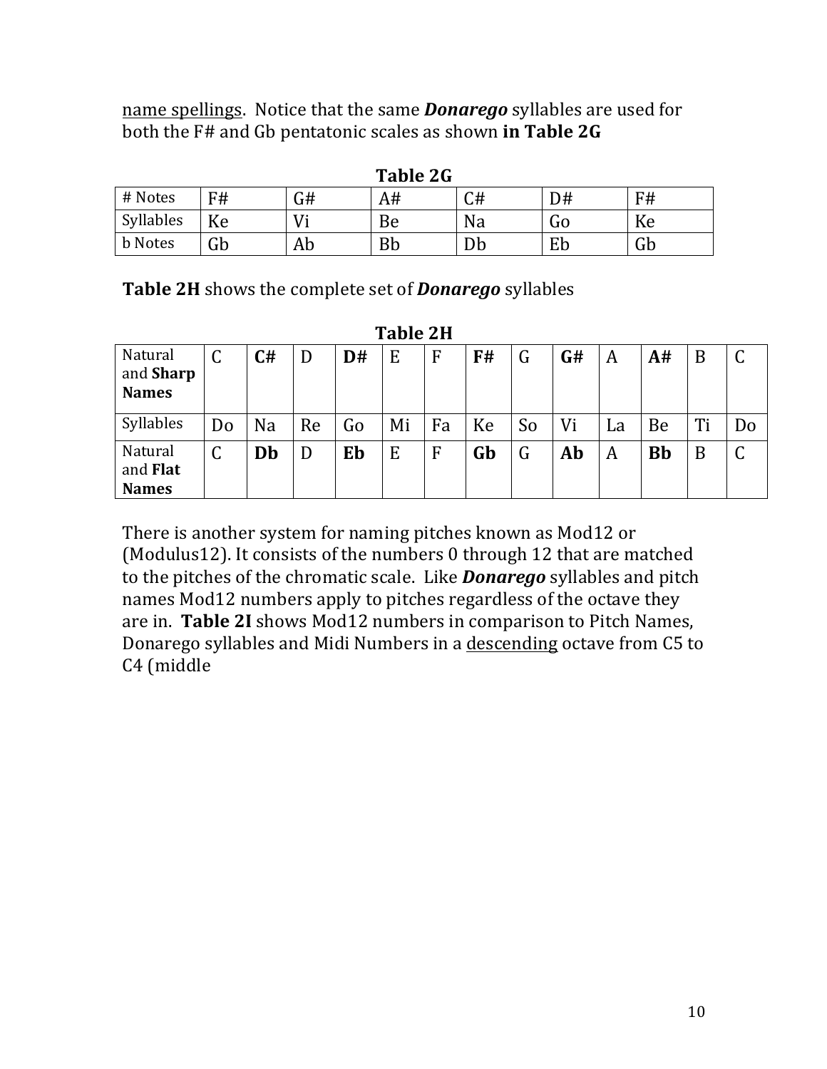name spellings. Notice that the same ***Donarego*** syllables are used for both the F# and Gb pentatonic scales as shown **in Table 2G**

**Table 2G**

| # Notes | F# | G# | A# | C# | D# | F# |
|---|---|---|---|---|---|---|
| Syllables | Ke | Vi | Be | Na | Go | Ke |
| b Notes | Gb | Ab | Bb | Db | Eb | Gb |

**Table 2H** shows the complete set of ***Donarego*** syllables

**Table 2H**

| Natural and **Sharp Names** | C | **C#** | D | **D#** | E | F | **F#** | G | **G#** | A | **A#** | B | C |
|---|---|---|---|---|---|---|---|---|---|---|---|---|---|
| Syllables | Do | Na | Re | Go | Mi | Fa | Ke | So | Vi | La | Be | Ti | Do |
| Natural and **Flat Names** | C | **Db** | D | **Eb** | E | F | **Gb** | G | **Ab** | A | **Bb** | B | C |

There is another system for naming pitches known as Mod12 or (Modulus12). It consists of the numbers 0 through 12 that are matched to the pitches of the chromatic scale. Like ***Donarego*** syllables and pitch names Mod12 numbers apply to pitches regardless of the octave they are in. **Table 2I** shows Mod12 numbers in comparison to Pitch Names, Donarego syllables and Midi Numbers in a descending octave from C5 to C4 (middle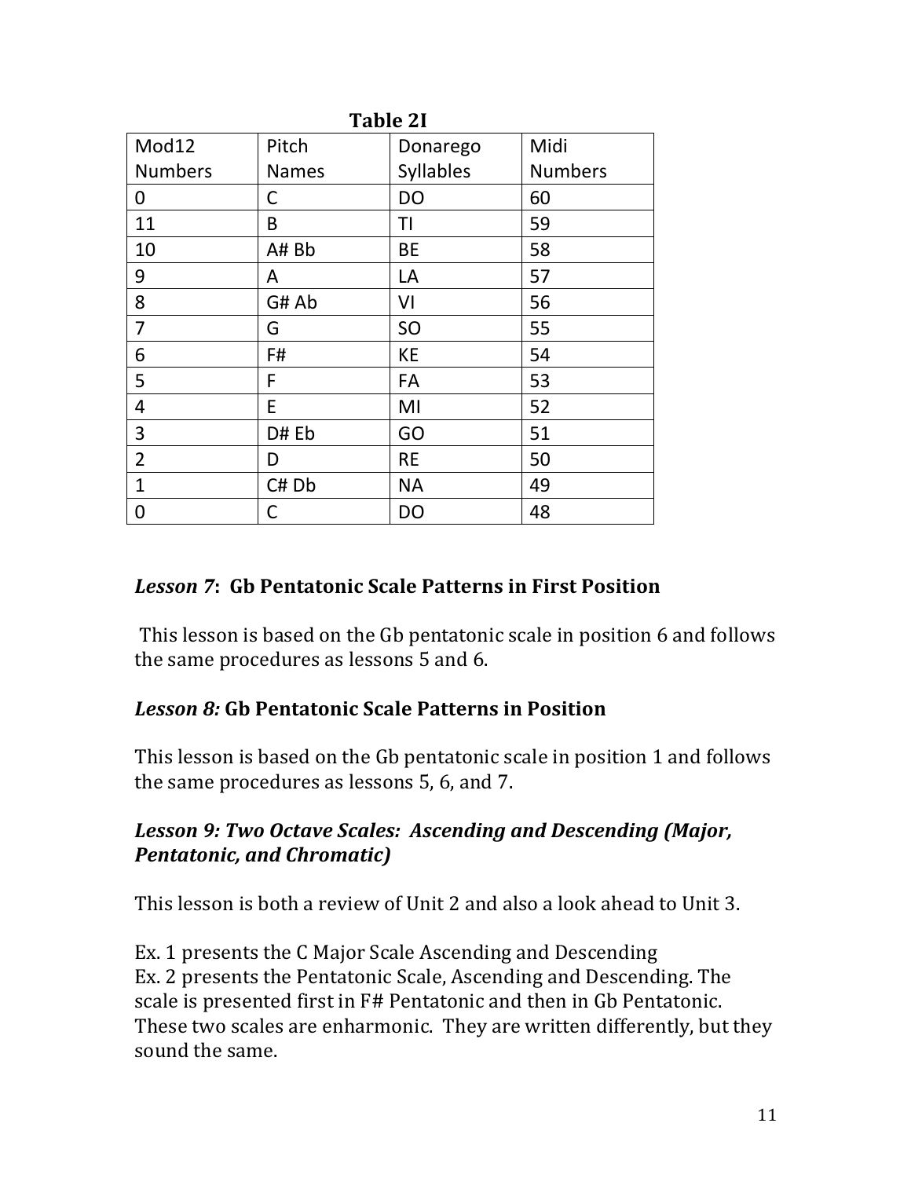**Table 2I**

| Mod12 Numbers | Pitch Names | Donarego Syllables | Midi Numbers |
|---|---|---|---|
| 0 | C | DO | 60 |
| 11 | B | TI | 59 |
| 10 | A# Bb | BE | 58 |
| 9 | A | LA | 57 |
| 8 | G# Ab | VI | 56 |
| 7 | G | SO | 55 |
| 6 | F# | KE | 54 |
| 5 | F | FA | 53 |
| 4 | E | MI | 52 |
| 3 | D# Eb | GO | 51 |
| 2 | D | RE | 50 |
| 1 | C# Db | NA | 49 |
| 0 | C | DO | 48 |

### *Lesson 7*: **Gb Pentatonic Scale Patterns in First Position**

This lesson is based on the Gb pentatonic scale in position 6 and follows the same procedures as lessons 5 and 6.

### *Lesson 8:* **Gb Pentatonic Scale Patterns in Position**

This lesson is based on the Gb pentatonic scale in position 1 and follows the same procedures as lessons 5, 6, and 7.

### ***Lesson 9: Two Octave Scales: Ascending and Descending (Major, Pentatonic, and Chromatic)***

This lesson is both a review of Unit 2 and also a look ahead to Unit 3.

Ex. 1 presents the C Major Scale Ascending and Descending
Ex. 2 presents the Pentatonic Scale, Ascending and Descending. The scale is presented first in F# Pentatonic and then in Gb Pentatonic. These two scales are enharmonic. They are written differently, but they sound the same.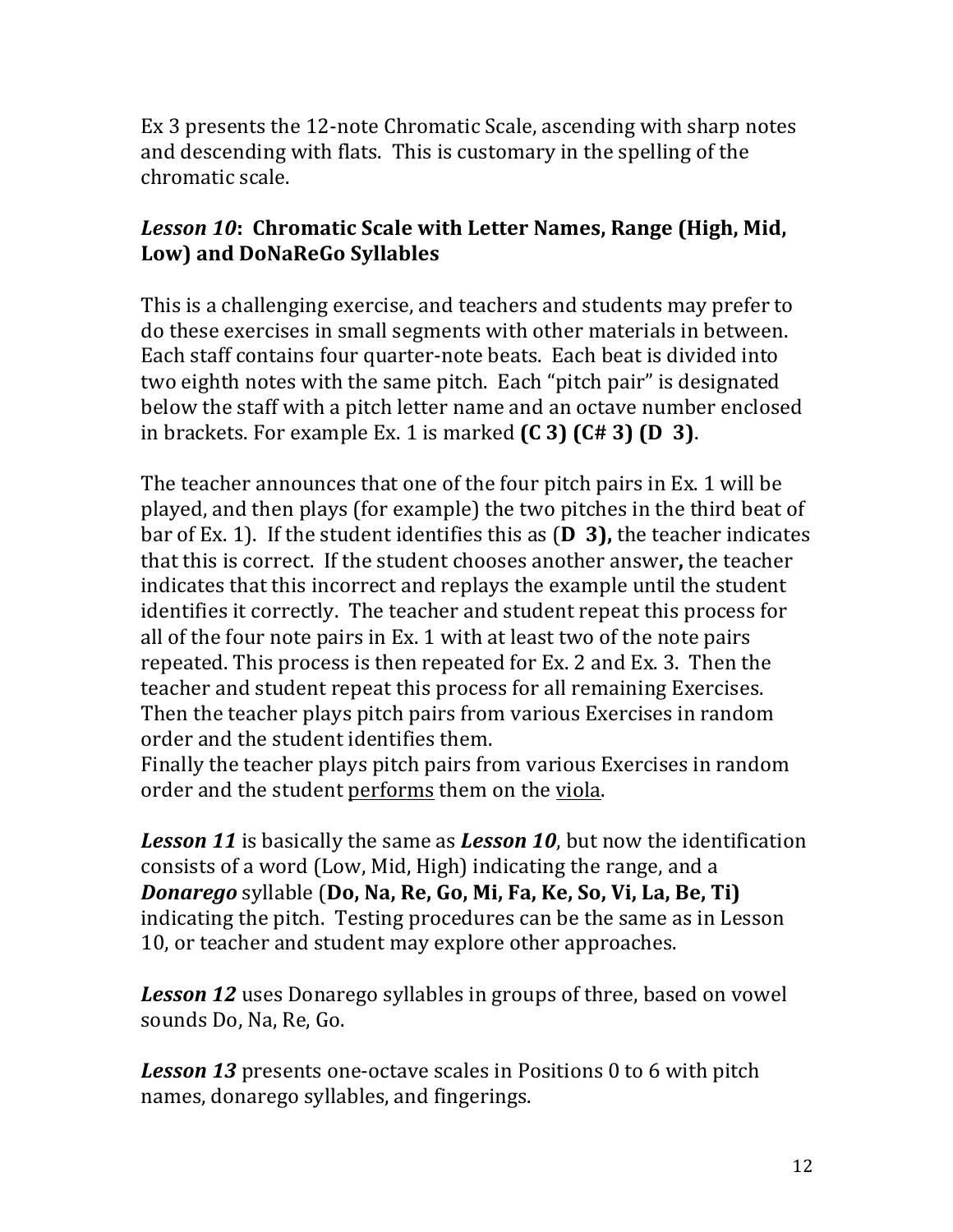Ex 3 presents the 12-note Chromatic Scale, ascending with sharp notes and descending with flats. This is customary in the spelling of the chromatic scale.

### *Lesson 10*: Chromatic Scale with Letter Names, Range (High, Mid, Low) and DoNaReGo Syllables

This is a challenging exercise, and teachers and students may prefer to do these exercises in small segments with other materials in between. Each staff contains four quarter-note beats. Each beat is divided into two eighth notes with the same pitch. Each "pitch pair" is designated below the staff with a pitch letter name and an octave number enclosed in brackets. For example Ex. 1 is marked **(C 3) (C# 3) (D 3)**.

The teacher announces that one of the four pitch pairs in Ex. 1 will be played, and then plays (for example) the two pitches in the third beat of bar of Ex. 1). If the student identifies this as (**D 3),** the teacher indicates that this is correct. If the student chooses another answer**,** the teacher indicates that this incorrect and replays the example until the student identifies it correctly. The teacher and student repeat this process for all of the four note pairs in Ex. 1 with at least two of the note pairs repeated. This process is then repeated for Ex. 2 and Ex. 3. Then the teacher and student repeat this process for all remaining Exercises. Then the teacher plays pitch pairs from various Exercises in random order and the student identifies them.
Finally the teacher plays pitch pairs from various Exercises in random order and the student <u>performs</u> them on the <u>viola</u>.

***Lesson 11*** is basically the same as ***Lesson 10***, but now the identification consists of a word (Low, Mid, High) indicating the range, and a ***Donarego*** syllable (**Do, Na, Re, Go, Mi, Fa, Ke, So, Vi, La, Be, Ti)** indicating the pitch. Testing procedures can be the same as in Lesson 10, or teacher and student may explore other approaches.

***Lesson 12*** uses Donarego syllables in groups of three, based on vowel sounds Do, Na, Re, Go.

***Lesson 13*** presents one-octave scales in Positions 0 to 6 with pitch names, donarego syllables, and fingerings.